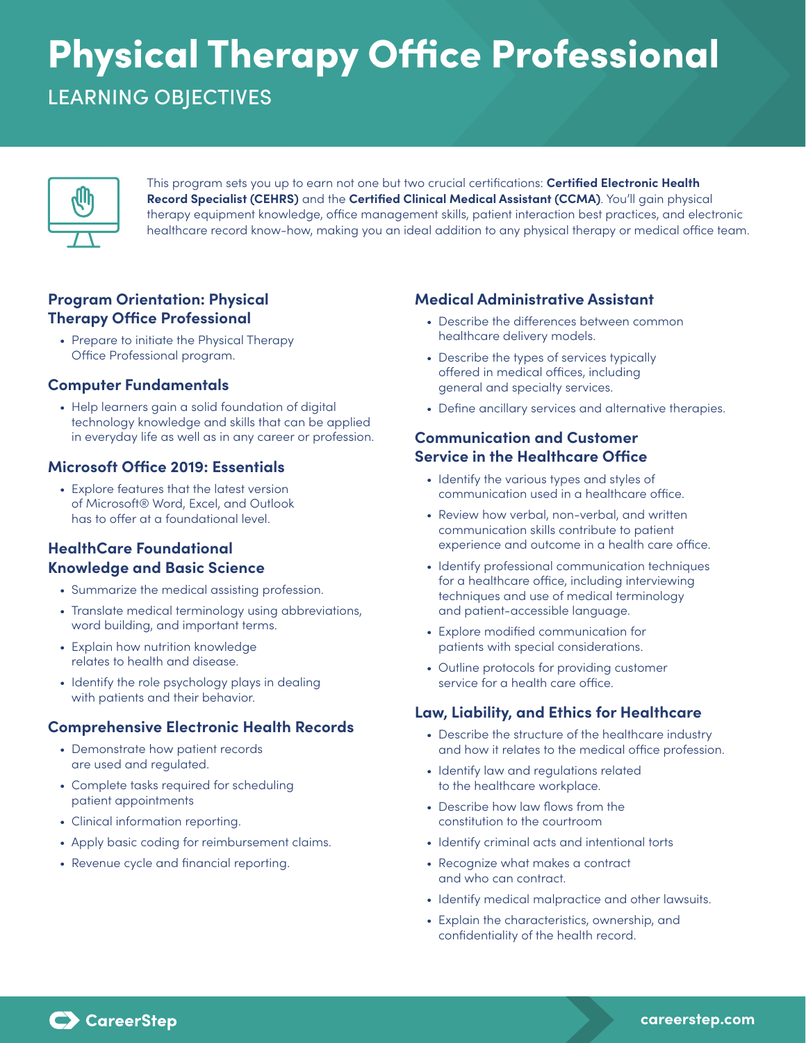# Physical Therapy Office Professional

## LEARNING OBJECTIVES

This program sets you up to earn not one but two crucial certifications: **Certified Electronic Health Record Specialist (CEHRS)** and the **Certified Clinical Medical Assistant (CCMA)**. You'll gain physical therapy equipment knowledge, office management skills, patient interaction best practices, and electronic healthcare record know-how, making you an ideal addition to any physical therapy or medical office team.

### Program Orientation: Physical Therapy Office Professional

- Prepare to initiate the Physical Therapy Office Professional program.

### Computer Fundamentals

- Help learners gain a solid foundation of digital technology knowledge and skills that can be applied in everyday life as well as in any career or profession.

### Microsoft Office 2019: Essentials

- Explore features that the latest version of Microsoft® Word, Excel, and Outlook has to offer at a foundational level.

### HealthCare Foundational Knowledge and Basic Science

- Summarize the medical assisting profession.
- Translate medical terminology using abbreviations, word building, and important terms.
- Explain how nutrition knowledge relates to health and disease.
- Identify the role psychology plays in dealing with patients and their behavior.

### Comprehensive Electronic Health Records

- Demonstrate how patient records are used and regulated.
- Complete tasks required for scheduling patient appointments
- Clinical information reporting.
- Apply basic coding for reimbursement claims.
- Revenue cycle and financial reporting.

### Medical Administrative Assistant

- Describe the differences between common healthcare delivery models.
- Describe the types of services typically offered in medical offices, including general and specialty services.
- Define ancillary services and alternative therapies.

### Communication and Customer Service in the Healthcare Office

- Identify the various types and styles of communication used in a healthcare office.
- Review how verbal, non-verbal, and written communication skills contribute to patient experience and outcome in a health care office.
- Identify professional communication techniques for a healthcare office, including interviewing techniques and use of medical terminology and patient-accessible language.
- Explore modified communication for patients with special considerations.
- Outline protocols for providing customer service for a health care office.

### Law, Liability, and Ethics for Healthcare

- Describe the structure of the healthcare industry and how it relates to the medical office profession.
- Identify law and regulations related to the healthcare workplace.
- Describe how law flows from the constitution to the courtroom
- Identify criminal acts and intentional torts
- Recognize what makes a contract and who can contract.
- Identify medical malpractice and other lawsuits.
- Explain the characteristics, ownership, and confidentiality of the health record.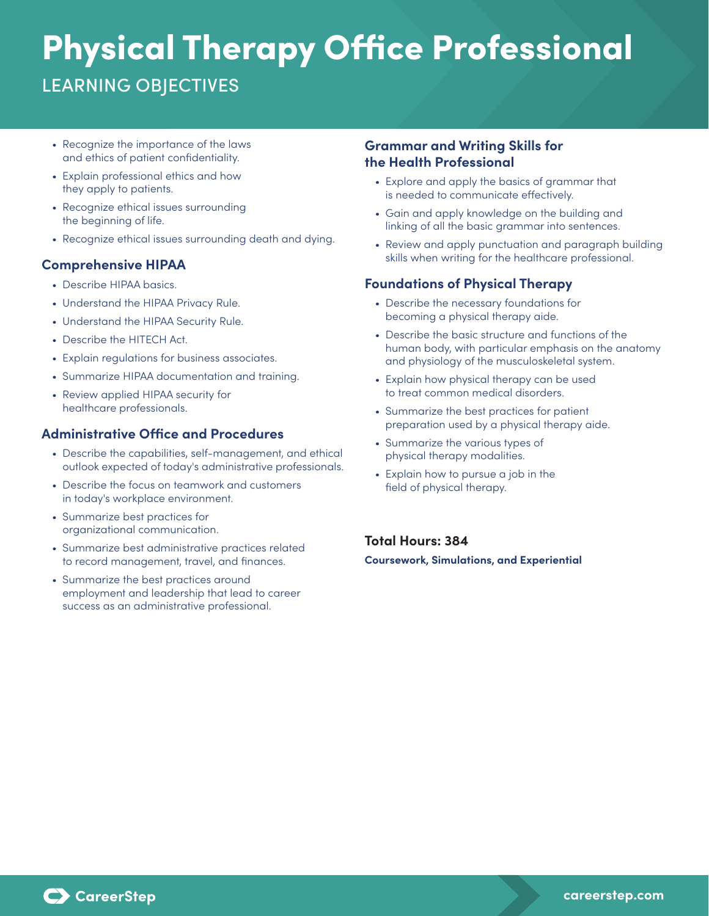# Physical Therapy Office Professional

## LEARNING OBJECTIVES

- Recognize the importance of the laws and ethics of patient confidentiality.
- Explain professional ethics and how they apply to patients.
- Recognize ethical issues surrounding the beginning of life.
- Recognize ethical issues surrounding death and dying.

### Comprehensive HIPAA

- Describe HIPAA basics.
- Understand the HIPAA Privacy Rule.
- Understand the HIPAA Security Rule.
- Describe the HITECH Act.
- Explain regulations for business associates.
- Summarize HIPAA documentation and training.
- Review applied HIPAA security for healthcare professionals.

### Administrative Office and Procedures

- Describe the capabilities, self-management, and ethical outlook expected of today's administrative professionals.
- Describe the focus on teamwork and customers in today's workplace environment.
- Summarize best practices for organizational communication.
- Summarize best administrative practices related to record management, travel, and finances.
- Summarize the best practices around employment and leadership that lead to career success as an administrative professional.

### Grammar and Writing Skills for the Health Professional

- Explore and apply the basics of grammar that is needed to communicate effectively.
- Gain and apply knowledge on the building and linking of all the basic grammar into sentences.
- Review and apply punctuation and paragraph building skills when writing for the healthcare professional.

### Foundations of Physical Therapy

- Describe the necessary foundations for becoming a physical therapy aide.
- Describe the basic structure and functions of the human body, with particular emphasis on the anatomy and physiology of the musculoskeletal system.
- Explain how physical therapy can be used to treat common medical disorders.
- Summarize the best practices for patient preparation used by a physical therapy aide.
- Summarize the various types of physical therapy modalities.
- Explain how to pursue a job in the field of physical therapy.

**Total Hours: 384**

**Coursework, Simulations, and Experiential**

CareerStep

careerstep.com